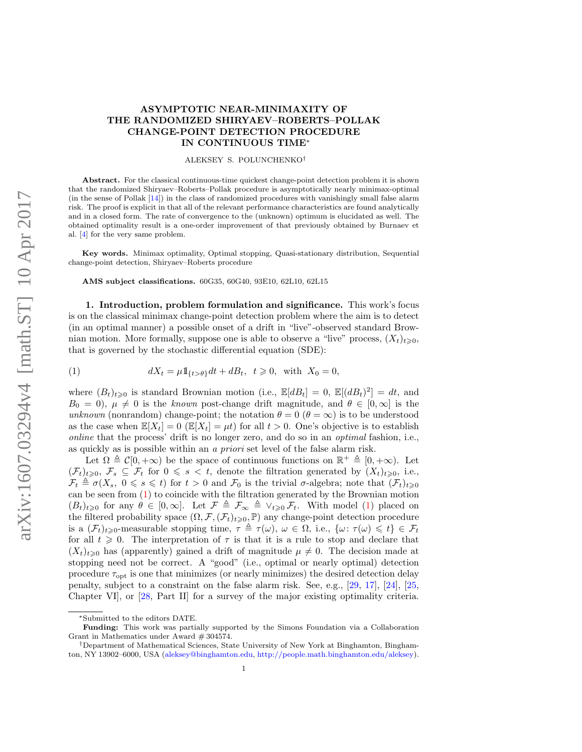# ASYMPTOTIC NEAR-MINIMAXITY OF THE RANDOMIZED SHIRYAEV–ROBERTS–POLLAK CHANGE-POINT DETECTION PROCEDURE IN CONTINUOUS TIME*

ALEKSEY S. POLUNCHENKO†

**Abstract.** For the classical continuous-time quickest change-point detection problem it is shown that the randomized Shiryaev–Roberts–Pollak procedure is asymptotically nearly minimax-optimal (in the sense of Pollak [14]) in the class of randomized procedures with vanishingly small false alarm risk. The proof is explicit in that all of the relevant performance characteristics are found analytically and in a closed form. The rate of convergence to the (unknown) optimum is elucidated as well. The obtained optimality result is a one-order improvement of that previously obtained by Burnaev et al. [4] for the very same problem.

**Key words.** Minimax optimality, Optimal stopping, Quasi-stationary distribution, Sequential change-point detection, Shiryaev–Roberts procedure

**AMS subject classifications.** 60G35, 60G40, 93E10, 62L10, 62L15

## 1. Introduction, problem formulation and significance.

This work's focus is on the classical minimax change-point detection problem where the aim is to detect (in an optimal manner) a possible onset of a drift in "live"-observed standard Brownian motion. More formally, suppose one is able to observe a "live" process, $(X_t)_{t\geqslant 0}$, that is governed by the stochastic differential equation (SDE):

$$dX_t = \mu \mathbb{1}_{\{t>\theta\}} dt + dB_t,\;\; t \geqslant 0,\;\; \text{with}\;\; X_0 = 0, \tag{1}$$

where $(B_t)_{t\geqslant 0}$ is standard Brownian motion (i.e., $\mathbb{E}[dB_t] = 0$, $\mathbb{E}[(dB_t)^2] = dt$, and $B_0 = 0$), $\mu \neq 0$ is the *known* post-change drift magnitude, and $\theta \in [0, \infty]$ is the *unknown* (nonrandom) change-point; the notation $\theta = 0$ ($\theta = \infty$) is to be understood as the case when $\mathbb{E}[X_t] = 0$ ($\mathbb{E}[X_t] = \mu t$) for all $t > 0$. One's objective is to establish *online* that the process' drift is no longer zero, and do so in an *optimal* fashion, i.e., as quickly as is possible within an *a priori* set level of the false alarm risk.

Let $\Omega \triangleq \mathcal{C}[0, +\infty)$ be the space of continuous functions on $\mathbb{R}^+ \triangleq [0, +\infty)$. Let $(\mathcal{F}_t)_{t\geqslant 0}$, $\mathcal{F}_s \subseteq \mathcal{F}_t$ for $0 \leqslant s < t$, denote the filtration generated by $(X_t)_{t\geqslant 0}$, i.e., $\mathcal{F}_t \triangleq \sigma(X_s,\; 0 \leqslant s \leqslant t)$ for $t > 0$ and $\mathcal{F}_0$ is the trivial $\sigma$-algebra; note that $(\mathcal{F}_t)_{t\geqslant 0}$ can be seen from (1) to coincide with the filtration generated by the Brownian motion $(B_t)_{t\geqslant 0}$ for any $\theta \in [0, \infty]$. Let $\mathcal{F} \triangleq \mathcal{F}_\infty \triangleq \vee_{t\geqslant 0} \mathcal{F}_t$. With model (1) placed on the filtered probability space $(\Omega, \mathcal{F}, (\mathcal{F}_t)_{t\geqslant 0}, \mathbb{P})$ any change-point detection procedure is a $(\mathcal{F}_t)_{t\geqslant 0}$-measurable stopping time, $\tau \triangleq \tau(\omega)$, $\omega \in \Omega$, i.e., $\{\omega\colon \tau(\omega) \leqslant t\} \in \mathcal{F}_t$ for all $t \geqslant 0$. The interpretation of $\tau$ is that it is a rule to stop and declare that $(X_t)_{t\geqslant 0}$ has (apparently) gained a drift of magnitude $\mu \neq 0$. The decision made at stopping need not be correct. A "good" (i.e., optimal or nearly optimal) detection procedure $\tau_{\text{opt}}$ is one that minimizes (or nearly minimizes) the desired detection delay penalty, subject to a constraint on the false alarm risk. See, e.g., [29, 17], [24], [25, Chapter VI], or [28, Part II] for a survey of the major existing optimality criteria.

---

*Submitted to the editors DATE.

**Funding:** This work was partially supported by the Simons Foundation via a Collaboration Grant in Mathematics under Award # 304574.

†Department of Mathematical Sciences, State University of New York at Binghamton, Binghamton, NY 13902–6000, USA (aleksey@binghamton.edu, http://people.math.binghamton.edu/aleksey).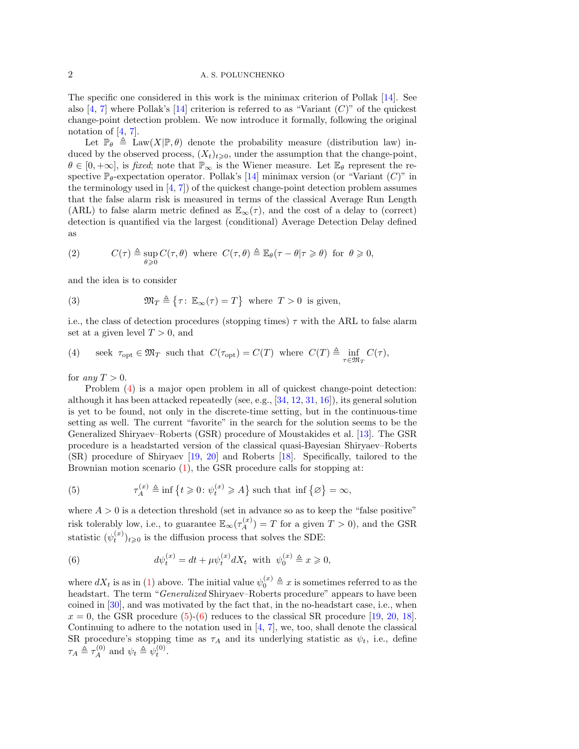The specific one considered in this work is the minimax criterion of Pollak [14]. See also [4, 7] where Pollak's [14] criterion is referred to as "Variant $(C)$" of the quickest change-point detection problem. We now introduce it formally, following the original notation of [4, 7].

Let $\mathbb{P}_\theta \triangleq \operatorname{Law}(X|\mathbb{P},\theta)$ denote the probability measure (distribution law) induced by the observed process, $(X_t)_{t\geqslant 0}$, under the assumption that the change-point, $\theta\in[0,+\infty]$, is *fixed*; note that $\mathbb{P}_\infty$ is the Wiener measure. Let $\mathbb{E}_\theta$ represent the respective $\mathbb{P}_\theta$-expectation operator. Pollak's [14] minimax version (or "Variant $(C)$" in the terminology used in [4, 7]) of the quickest change-point detection problem assumes that the false alarm risk is measured in terms of the classical Average Run Length (ARL) to false alarm metric defined as $\mathbb{E}_\infty(\tau)$, and the cost of a delay to (correct) detection is quantified via the largest (conditional) Average Detection Delay defined as

$$C(\tau)\triangleq\sup_{\theta\geqslant 0}C(\tau,\theta)\;\text{ where }\;C(\tau,\theta)\triangleq\mathbb{E}_\theta(\tau-\theta|\tau\geqslant\theta)\;\text{ for }\;\theta\geqslant 0, \tag{2}$$

and the idea is to consider

$$\mathfrak{M}_T\triangleq\big\{\tau\colon\,\mathbb{E}_\infty(\tau)=T\big\}\;\text{ where }\;T>0\;\text{ is given,} \tag{3}$$

i.e., the class of detection procedures (stopping times) $\tau$ with the ARL to false alarm set at a given level $T>0$, and

$$\text{seek }\;\tau_{\text{opt}}\in\mathfrak{M}_T\;\text{ such that }\;C(\tau_{\text{opt}})=C(T)\;\text{ where }\;C(T)\triangleq\inf_{\tau\in\mathfrak{M}_T}C(\tau), \tag{4}$$

for *any* $T>0$.

Problem (4) is a major open problem in all of quickest change-point detection: although it has been attacked repeatedly (see, e.g., [34, 12, 31, 16]), its general solution is yet to be found, not only in the discrete-time setting, but in the continuous-time setting as well. The current "favorite" in the search for the solution seems to be the Generalized Shiryaev–Roberts (GSR) procedure of Moustakides et al. [13]. The GSR procedure is a headstarted version of the classical quasi-Bayesian Shiryaev–Roberts (SR) procedure of Shiryaev [19, 20] and Roberts [18]. Specifically, tailored to the Brownian motion scenario (1), the GSR procedure calls for stopping at:

$$\tau_A^{(x)}\triangleq\inf\big\{t\geqslant 0\colon\psi_t^{(x)}\geqslant A\big\}\text{ such that }\inf\big\{\varnothing\big\}=\infty, \tag{5}$$

where $A>0$ is a detection threshold (set in advance so as to keep the "false positive" risk tolerably low, i.e., to guarantee $\mathbb{E}_\infty(\tau_A^{(x)})=T$ for a given $T>0$), and the GSR statistic $(\psi_t^{(x)})_{t\geqslant 0}$ is the diffusion process that solves the SDE:

$$d\psi_t^{(x)}=dt+\mu\psi_t^{(x)}dX_t\;\text{ with }\;\psi_0^{(x)}\triangleq x\geqslant 0, \tag{6}$$

where $dX_t$ is as in (1) above. The initial value $\psi_0^{(x)}\triangleq x$ is sometimes referred to as the headstart. The term "*Generalized* Shiryaev–Roberts procedure" appears to have been coined in [30], and was motivated by the fact that, in the no-headstart case, i.e., when $x=0$, the GSR procedure (5)-(6) reduces to the classical SR procedure [19, 20, 18]. Continuing to adhere to the notation used in [4, 7], we, too, shall denote the classical SR procedure's stopping time as $\tau_A$ and its underlying statistic as $\psi_t$, i.e., define $\tau_A\triangleq\tau_A^{(0)}$ and $\psi_t\triangleq\psi_t^{(0)}$.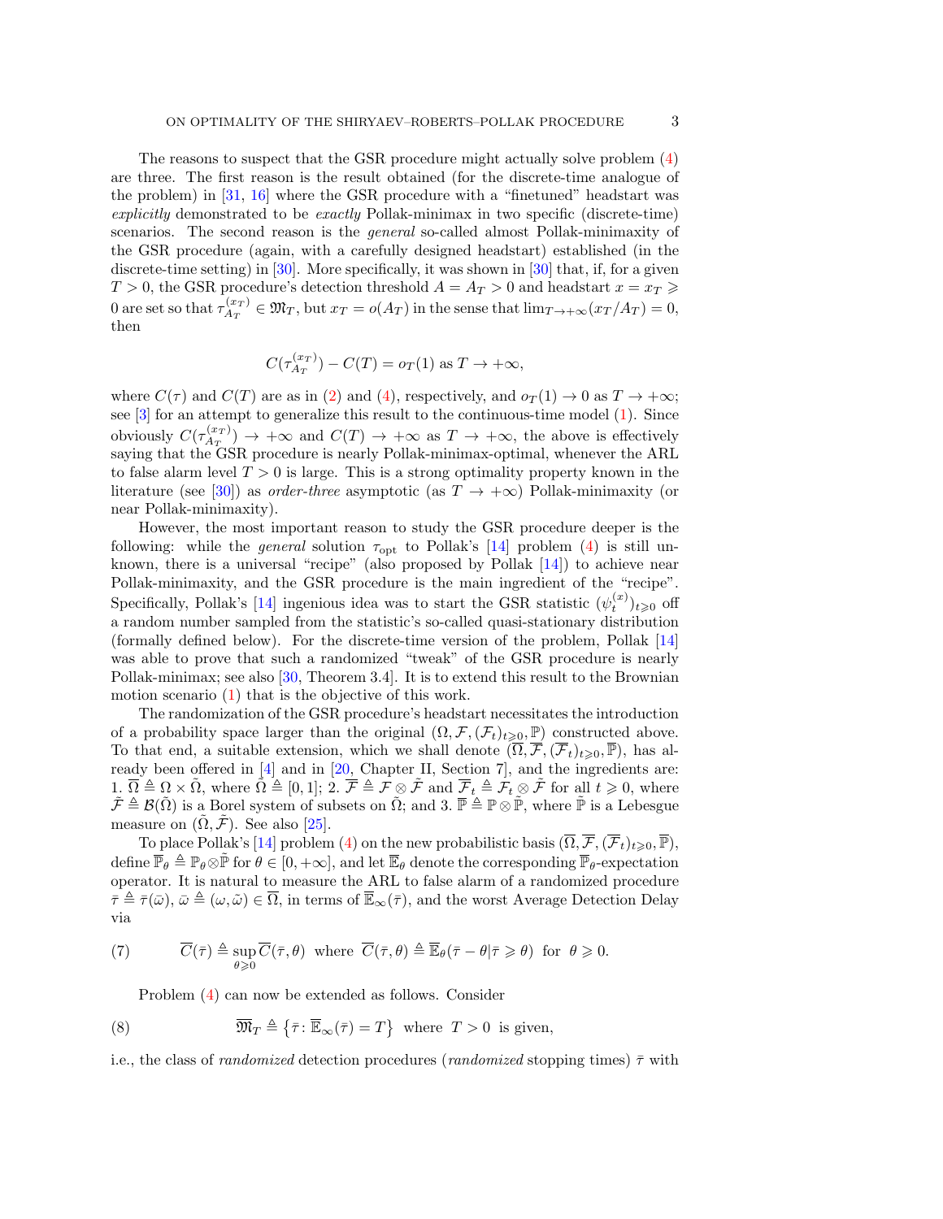The reasons to suspect that the GSR procedure might actually solve problem (4) are three. The first reason is the result obtained (for the discrete-time analogue of the problem) in [31, 16] where the GSR procedure with a "finetuned" headstart was *explicitly* demonstrated to be *exactly* Pollak-minimax in two specific (discrete-time) scenarios. The second reason is the *general* so-called almost Pollak-minimaxity of the GSR procedure (again, with a carefully designed headstart) established (in the discrete-time setting) in [30]. More specifically, it was shown in [30] that, if, for a given $T > 0$, the GSR procedure's detection threshold $A = A_T > 0$ and headstart $x = x_T \geqslant 0$ are set so that $\tau_{A_T}^{(x_T)} \in \mathfrak{M}_T$, but $x_T = o(A_T)$ in the sense that $\lim_{T\to+\infty}(x_T/A_T) = 0$, then

$$C(\tau_{A_T}^{(x_T)}) - C(T) = o_T(1) \text{ as } T \to +\infty,$$

where $C(\tau)$ and $C(T)$ are as in (2) and (4), respectively, and $o_T(1) \to 0$ as $T \to +\infty$; see [3] for an attempt to generalize this result to the continuous-time model (1). Since obviously $C(\tau_{A_T}^{(x_T)}) \to +\infty$ and $C(T) \to +\infty$ as $T \to +\infty$, the above is effectively saying that the GSR procedure is nearly Pollak-minimax-optimal, whenever the ARL to false alarm level $T > 0$ is large. This is a strong optimality property known in the literature (see [30]) as *order-three* asymptotic (as $T \to +\infty$) Pollak-minimaxity (or near Pollak-minimaxity).

However, the most important reason to study the GSR procedure deeper is the following: while the *general* solution $\tau_{\text{opt}}$ to Pollak's [14] problem (4) is still unknown, there is a universal "recipe" (also proposed by Pollak [14]) to achieve near Pollak-minimaxity, and the GSR procedure is the main ingredient of the "recipe". Specifically, Pollak's [14] ingenious idea was to start the GSR statistic $(\psi_t^{(x)})_{t\geqslant 0}$ off a random number sampled from the statistic's so-called quasi-stationary distribution (formally defined below). For the discrete-time version of the problem, Pollak [14] was able to prove that such a randomized "tweak" of the GSR procedure is nearly Pollak-minimax; see also [30, Theorem 3.4]. It is to extend this result to the Brownian motion scenario (1) that is the objective of this work.

The randomization of the GSR procedure's headstart necessitates the introduction of a probability space larger than the original $(\Omega, \mathcal{F}, (\mathcal{F}_t)_{t\geqslant 0}, \mathbb{P})$ constructed above. To that end, a suitable extension, which we shall denote $(\overline{\Omega}, \overline{\mathcal{F}}, (\overline{\mathcal{F}}_t)_{t\geqslant 0}, \overline{\mathbb{P}})$, has already been offered in [4] and in [20, Chapter II, Section 7], and the ingredients are: 1. $\overline{\Omega} \triangleq \Omega \times \tilde{\Omega}$, where $\tilde{\Omega} \triangleq [0, 1]$; 2. $\overline{\mathcal{F}} \triangleq \mathcal{F} \otimes \tilde{\mathcal{F}}$ and $\overline{\mathcal{F}}_t \triangleq \mathcal{F}_t \otimes \tilde{\mathcal{F}}$ for all $t \geqslant 0$, where $\tilde{\mathcal{F}} \triangleq \mathcal{B}(\tilde{\Omega})$ is a Borel system of subsets on $\tilde{\Omega}$; and 3. $\overline{\mathbb{P}} \triangleq \mathbb{P} \otimes \tilde{\mathbb{P}}$, where $\tilde{\mathbb{P}}$ is a Lebesgue measure on $(\tilde{\Omega}, \tilde{\mathcal{F}})$. See also [25].

To place Pollak's [14] problem (4) on the new probabilistic basis $(\overline{\Omega}, \overline{\mathcal{F}}, (\overline{\mathcal{F}}_t)_{t\geqslant 0}, \overline{\mathbb{P}})$, define $\overline{\mathbb{P}}_\theta \triangleq \mathbb{P}_\theta \otimes \tilde{\mathbb{P}}$ for $\theta \in [0, +\infty]$, and let $\overline{\mathbb{E}}_\theta$ denote the corresponding $\overline{\mathbb{P}}_\theta$-expectation operator. It is natural to measure the ARL to false alarm of a randomized procedure $\bar{\tau} \triangleq \bar{\tau}(\bar{\omega})$, $\bar{\omega} \triangleq (\omega, \tilde{\omega}) \in \overline{\Omega}$, in terms of $\overline{\mathbb{E}}_\infty(\bar{\tau})$, and the worst Average Detection Delay via

$$\overline{C}(\bar{\tau}) \triangleq \sup_{\theta\geqslant 0} \overline{C}(\bar{\tau}, \theta) \text{ where } \overline{C}(\bar{\tau}, \theta) \triangleq \overline{\mathbb{E}}_\theta(\bar{\tau} - \theta | \bar{\tau} \geqslant \theta) \text{ for } \theta \geqslant 0. \tag{7}$$

Problem (4) can now be extended as follows. Consider

$$\overline{\mathfrak{M}}_T \triangleq \{\bar{\tau} \colon \overline{\mathbb{E}}_\infty(\bar{\tau}) = T\} \text{ where } T > 0 \text{ is given,} \tag{8}$$

i.e., the class of *randomized* detection procedures (*randomized* stopping times) $\bar{\tau}$ with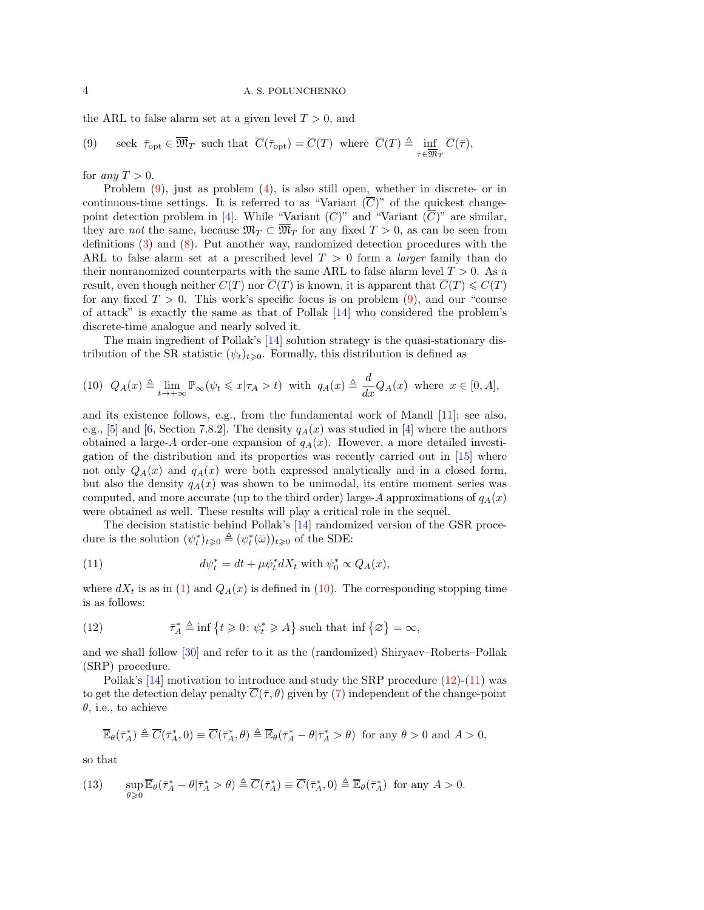the ARL to false alarm set at a given level $T > 0$, and

$$\text{(9)} \qquad \text{seek } \bar{\tau}_{\text{opt}} \in \overline{\mathfrak{M}}_T \text{ such that } \overline{C}(\bar{\tau}_{\text{opt}}) = \overline{C}(T) \text{ where } \overline{C}(T) \triangleq \inf_{\bar{\tau} \in \overline{\mathfrak{M}}_T} \overline{C}(\bar{\tau}),$$

for *any* $T > 0$.

Problem (9), just as problem (4), is also still open, whether in discrete- or in continuous-time settings. It is referred to as "Variant $(\overline{C})$" of the quickest change-point detection problem in [4]. While "Variant $(C)$" and "Variant $(\overline{C})$" are similar, they are *not* the same, because $\mathfrak{M}_T \subset \overline{\mathfrak{M}}_T$ for any fixed $T > 0$, as can be seen from definitions (3) and (8). Put another way, randomized detection procedures with the ARL to false alarm set at a prescribed level $T > 0$ form a *larger* family than do their nonranomized counterparts with the same ARL to false alarm level $T > 0$. As a result, even though neither $C(T)$ nor $\overline{C}(T)$ is known, it is apparent that $\overline{C}(T) \leqslant C(T)$ for any fixed $T > 0$. This work's specific focus is on problem (9), and our "course of attack" is exactly the same as that of Pollak [14] who considered the problem's discrete-time analogue and nearly solved it.

The main ingredient of Pollak's [14] solution strategy is the quasi-stationary distribution of the SR statistic $(\psi_t)_{t \geqslant 0}$. Formally, this distribution is defined as

$$\text{(10)} \quad Q_A(x) \triangleq \lim_{t \to +\infty} \mathbb{P}_\infty(\psi_t \leqslant x | \tau_A > t) \text{ with } q_A(x) \triangleq \frac{d}{dx} Q_A(x) \text{ where } x \in [0, A],$$

and its existence follows, e.g., from the fundamental work of Mandl [11]; see also, e.g., [5] and [6, Section 7.8.2]. The density $q_A(x)$ was studied in [4] where the authors obtained a large-$A$ order-one expansion of $q_A(x)$. However, a more detailed investigation of the distribution and its properties was recently carried out in [15] where not only $Q_A(x)$ and $q_A(x)$ were both expressed analytically and in a closed form, but also the density $q_A(x)$ was shown to be unimodal, its entire moment series was computed, and more accurate (up to the third order) large-$A$ approximations of $q_A(x)$ were obtained as well. These results will play a critical role in the sequel.

The decision statistic behind Pollak's [14] randomized version of the GSR procedure is the solution $(\psi_t^*)_{t \geqslant 0} \triangleq (\psi_t^*(\bar{\omega}))_{t \geqslant 0}$ of the SDE:

$$\text{(11)} \qquad d\psi_t^* = dt + \mu \psi_t^* dX_t \text{ with } \psi_0^* \propto Q_A(x),$$

where $dX_t$ is as in (1) and $Q_A(x)$ is defined in (10). The corresponding stopping time is as follows:

$$\text{(12)} \qquad \bar{\tau}_A^* \triangleq \inf\{t \geqslant 0 \colon \psi_t^* \geqslant A\} \text{ such that } \inf\{\varnothing\} = \infty,$$

and we shall follow [30] and refer to it as the (randomized) Shiryaev–Roberts–Pollak (SRP) procedure.

Pollak's [14] motivation to introduce and study the SRP procedure (12)-(11) was to get the detection delay penalty $\overline{C}(\bar{\tau}, \theta)$ given by (7) independent of the change-point $\theta$, i.e., to achieve

$$\overline{\mathbb{E}}_\theta(\bar{\tau}_A^*) \triangleq \overline{C}(\bar{\tau}_A^*, 0) \equiv \overline{C}(\bar{\tau}_A^*, \theta) \triangleq \overline{\mathbb{E}}_\theta(\bar{\tau}_A^* - \theta | \bar{\tau}_A^* > \theta) \text{ for any } \theta > 0 \text{ and } A > 0,$$

so that

$$\text{(13)} \qquad \sup_{\theta \geqslant 0} \overline{\mathbb{E}}_\theta(\bar{\tau}_A^* - \theta | \bar{\tau}_A^* > \theta) \triangleq \overline{C}(\bar{\tau}_A^*) \equiv \overline{C}(\bar{\tau}_A^*, 0) \triangleq \overline{\mathbb{E}}_\theta(\bar{\tau}_A^*) \text{ for any } A > 0.$$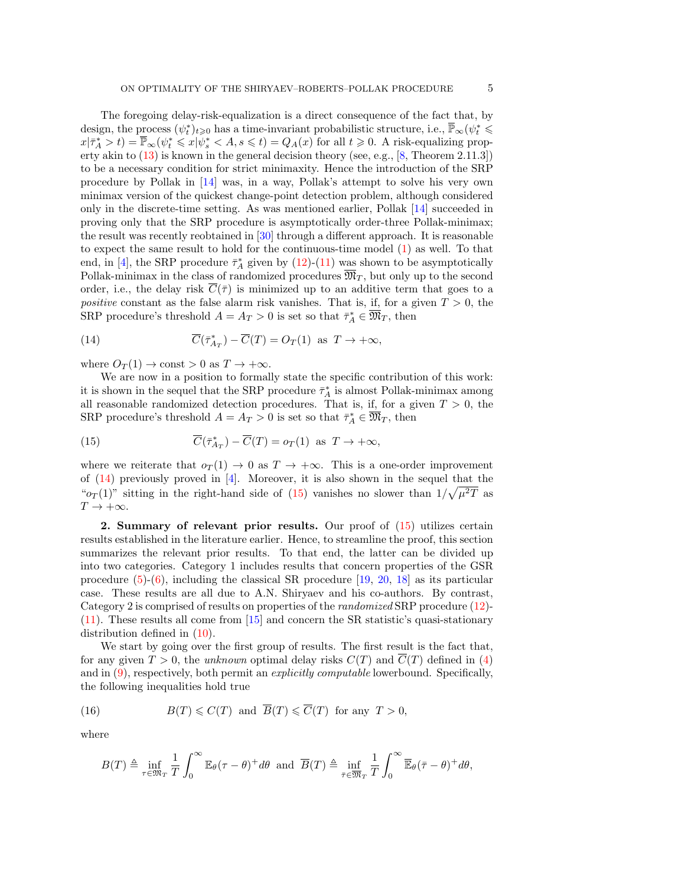The foregoing delay-risk-equalization is a direct consequence of the fact that, by design, the process $(\psi_t^*)_{t\geqslant 0}$ has a time-invariant probabilistic structure, i.e., $\overline{\mathbb{P}}_\infty(\psi_t^* \leqslant x|\bar{\tau}_A^* > t) = \overline{\mathbb{P}}_\infty(\psi_t^* \leqslant x|\psi_s^* < A, s \leqslant t) = Q_A(x)$ for all $t \geqslant 0$. A risk-equalizing property akin to (13) is known in the general decision theory (see, e.g., [8, Theorem 2.11.3]) to be a necessary condition for strict minimaxity. Hence the introduction of the SRP procedure by Pollak in [14] was, in a way, Pollak's attempt to solve his very own minimax version of the quickest change-point detection problem, although considered only in the discrete-time setting. As was mentioned earlier, Pollak [14] succeeded in proving only that the SRP procedure is asymptotically order-three Pollak-minimax; the result was recently reobtained in [30] through a different approach. It is reasonable to expect the same result to hold for the continuous-time model (1) as well. To that end, in [4], the SRP procedure $\bar{\tau}_A^*$ given by (12)-(11) was shown to be asymptotically Pollak-minimax in the class of randomized procedures $\overline{\mathfrak{M}}_T$, but only up to the second order, i.e., the delay risk $\overline{C}(\bar{\tau})$ is minimized up to an additive term that goes to a *positive* constant as the false alarm risk vanishes. That is, if, for a given $T > 0$, the SRP procedure's threshold $A = A_T > 0$ is set so that $\bar{\tau}_A^* \in \overline{\mathfrak{M}}_T$, then

$$
\overline{C}(\bar{\tau}_{A_T}^*) - \overline{C}(T) = O_T(1) \text{ as } T \to +\infty, \tag{14}
$$

where $O_T(1) \to \text{const} > 0$ as $T \to +\infty$.

We are now in a position to formally state the specific contribution of this work: it is shown in the sequel that the SRP procedure $\bar{\tau}_A^*$ is almost Pollak-minimax among all reasonable randomized detection procedures. That is, if, for a given $T > 0$, the SRP procedure's threshold $A = A_T > 0$ is set so that $\bar{\tau}_A^* \in \overline{\mathfrak{M}}_T$, then

$$
\overline{C}(\bar{\tau}_{A_T}^*) - \overline{C}(T) = o_T(1) \text{ as } T \to +\infty, \tag{15}
$$

where we reiterate that $o_T(1) \to 0$ as $T \to +\infty$. This is a one-order improvement of (14) previously proved in [4]. Moreover, it is also shown in the sequel that the "$o_T(1)$" sitting in the right-hand side of (15) vanishes no slower than $1/\sqrt{\mu^2 T}$ as $T \to +\infty$.

**2. Summary of relevant prior results.** Our proof of (15) utilizes certain results established in the literature earlier. Hence, to streamline the proof, this section summarizes the relevant prior results. To that end, the latter can be divided up into two categories. Category 1 includes results that concern properties of the GSR procedure (5)-(6), including the classical SR procedure [19, 20, 18] as its particular case. These results are all due to A.N. Shiryaev and his co-authors. By contrast, Category 2 is comprised of results on properties of the *randomized* SRP procedure (12)-(11). These results all come from [15] and concern the SR statistic's quasi-stationary distribution defined in (10).

We start by going over the first group of results. The first result is the fact that, for any given $T > 0$, the *unknown* optimal delay risks $C(T)$ and $\overline{C}(T)$ defined in (4) and in (9), respectively, both permit an *explicitly computable* lowerbound. Specifically, the following inequalities hold true

$$
B(T) \leqslant C(T) \text{ and } \overline{B}(T) \leqslant \overline{C}(T) \text{ for any } T > 0, \tag{16}
$$

where

$$
B(T) \triangleq \inf_{\tau \in \mathfrak{M}_T} \frac{1}{T} \int_0^\infty \mathbb{E}_\theta(\tau - \theta)^+ d\theta \text{ and } \overline{B}(T) \triangleq \inf_{\bar{\tau} \in \overline{\mathfrak{M}}_T} \frac{1}{T} \int_0^\infty \overline{\mathbb{E}}_\theta(\bar{\tau} - \theta)^+ d\theta,
$$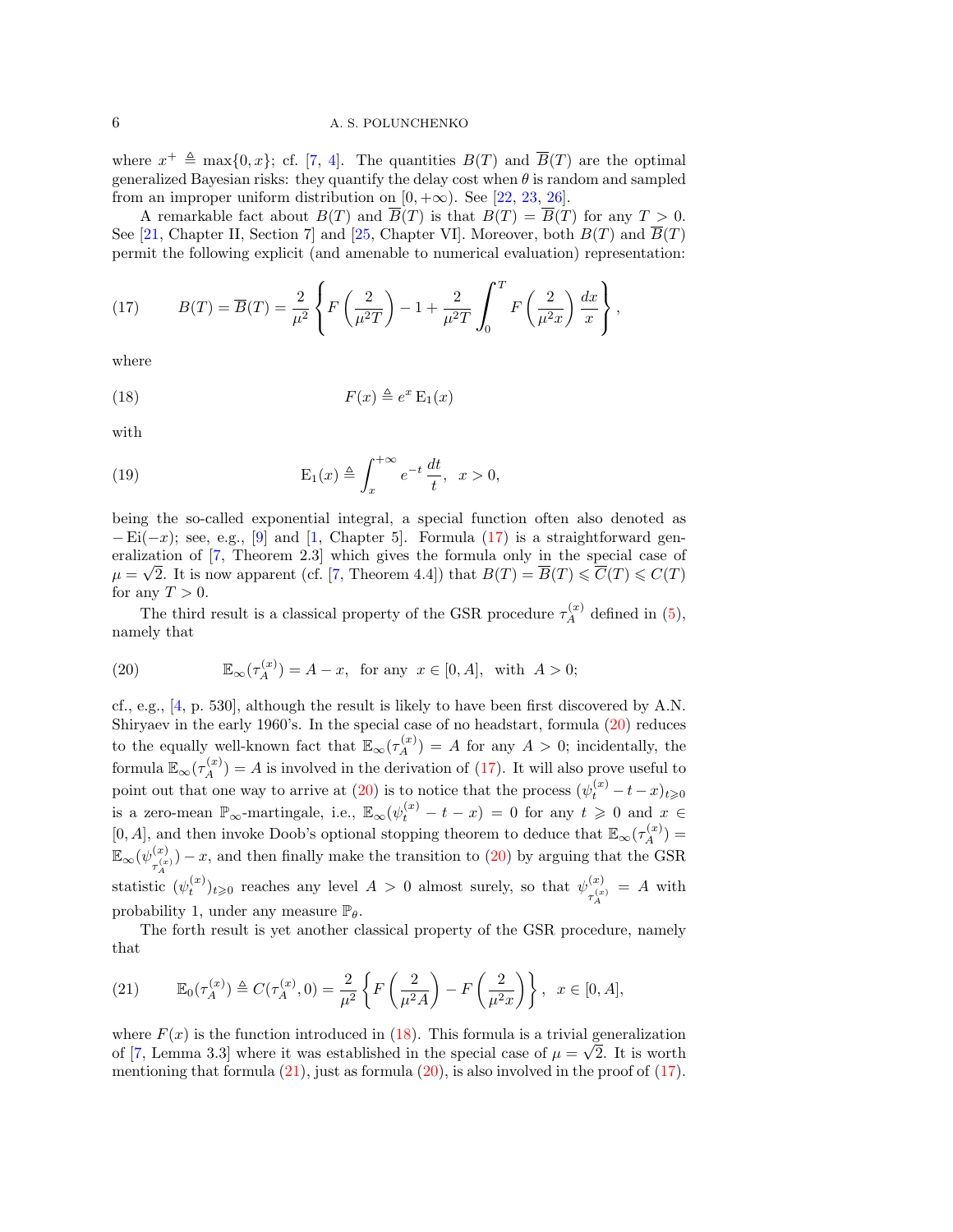where $x^+ \triangleq \max\{0, x\}$; cf. [7, 4]. The quantities $B(T)$ and $\overline{B}(T)$ are the optimal generalized Bayesian risks: they quantify the delay cost when $\theta$ is random and sampled from an improper uniform distribution on $[0, +\infty)$. See [22, 23, 26].

A remarkable fact about $B(T)$ and $\overline{B}(T)$ is that $B(T) = \overline{B}(T)$ for any $T > 0$. See [21, Chapter II, Section 7] and [25, Chapter VI]. Moreover, both $B(T)$ and $\overline{B}(T)$ permit the following explicit (and amenable to numerical evaluation) representation:

$$B(T) = \overline{B}(T) = \frac{2}{\mu^2}\left\{F\left(\frac{2}{\mu^2 T}\right) - 1 + \frac{2}{\mu^2 T}\int_0^T F\left(\frac{2}{\mu^2 x}\right)\frac{dx}{x}\right\}, \tag{17}$$

where

$$F(x) \triangleq e^x \operatorname{E}_1(x) \tag{18}$$

with

$$\operatorname{E}_1(x) \triangleq \int_x^{+\infty} e^{-t}\,\frac{dt}{t}, \;\; x > 0, \tag{19}$$

being the so-called exponential integral, a special function often also denoted as $-\operatorname{Ei}(-x)$; see, e.g., [9] and [1, Chapter 5]. Formula (17) is a straightforward generalization of [7, Theorem 2.3] which gives the formula only in the special case of $\mu = \sqrt{2}$. It is now apparent (cf. [7, Theorem 4.4]) that $B(T) = \overline{B}(T) \leqslant \overline{C}(T) \leqslant C(T)$ for any $T > 0$.

The third result is a classical property of the GSR procedure $\tau_A^{(x)}$ defined in (5), namely that

$$\mathbb{E}_\infty(\tau_A^{(x)}) = A - x, \;\; \text{for any } \; x \in [0, A], \;\; \text{with } \; A > 0; \tag{20}$$

cf., e.g., [4, p. 530], although the result is likely to have been first discovered by A.N. Shiryaev in the early 1960's. In the special case of no headstart, formula (20) reduces to the equally well-known fact that $\mathbb{E}_\infty(\tau_A^{(x)}) = A$ for any $A > 0$; incidentally, the formula $\mathbb{E}_\infty(\tau_A^{(x)}) = A$ is involved in the derivation of (17). It will also prove useful to point out that one way to arrive at (20) is to notice that the process $(\psi_t^{(x)} - t - x)_{t \geqslant 0}$ is a zero-mean $\mathbb{P}_\infty$-martingale, i.e., $\mathbb{E}_\infty(\psi_t^{(x)} - t - x) = 0$ for any $t \geqslant 0$ and $x \in [0, A]$, and then invoke Doob's optional stopping theorem to deduce that $\mathbb{E}_\infty(\tau_A^{(x)}) = \mathbb{E}_\infty(\psi_{\tau_A^{(x)}}^{(x)}) - x$, and then finally make the transition to (20) by arguing that the GSR statistic $(\psi_t^{(x)})_{t \geqslant 0}$ reaches any level $A > 0$ almost surely, so that $\psi_{\tau_A^{(x)}}^{(x)} = A$ with probability 1, under any measure $\mathbb{P}_\theta$.

The forth result is yet another classical property of the GSR procedure, namely that

$$\mathbb{E}_0(\tau_A^{(x)}) \triangleq C(\tau_A^{(x)}, 0) = \frac{2}{\mu^2}\left\{F\left(\frac{2}{\mu^2 A}\right) - F\left(\frac{2}{\mu^2 x}\right)\right\}, \;\; x \in [0, A], \tag{21}$$

where $F(x)$ is the function introduced in (18). This formula is a trivial generalization of [7, Lemma 3.3] where it was established in the special case of $\mu = \sqrt{2}$. It is worth mentioning that formula (21), just as formula (20), is also involved in the proof of (17).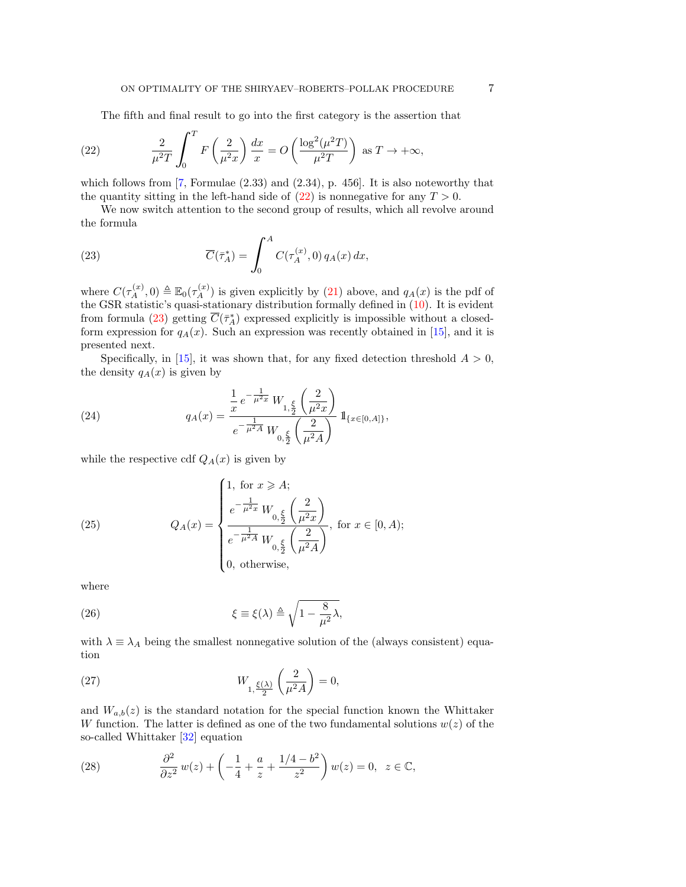The fifth and final result to go into the first category is the assertion that

$$
\frac{2}{\mu^2 T}\int_0^T F\left(\frac{2}{\mu^2 x}\right)\frac{dx}{x} = O\left(\frac{\log^2(\mu^2 T)}{\mu^2 T}\right)\text{ as } T\to+\infty, \tag{22}
$$

which follows from [7, Formulae (2.33) and (2.34), p. 456]. It is also noteworthy that the quantity sitting in the left-hand side of (22) is nonnegative for any $T>0$.

We now switch attention to the second group of results, which all revolve around the formula

$$
\overline{C}(\bar{\tau}_A^*) = \int_0^A C(\tau_A^{(x)},0)\, q_A(x)\, dx, \tag{23}
$$

where $C(\tau_A^{(x)},0) \triangleq \mathbb{E}_0(\tau_A^{(x)})$ is given explicitly by (21) above, and $q_A(x)$ is the pdf of the GSR statistic's quasi-stationary distribution formally defined in (10). It is evident from formula (23) getting $\overline{C}(\bar{\tau}_A^*)$ expressed explicitly is impossible without a closed-form expression for $q_A(x)$. Such an expression was recently obtained in [15], and it is presented next.

Specifically, in [15], it was shown that, for any fixed detection threshold $A>0$, the density $q_A(x)$ is given by

$$
q_A(x) = \frac{\dfrac{1}{x}\, e^{-\frac{1}{\mu^2 x}}\, W_{1,\frac{\xi}{2}}\left(\dfrac{2}{\mu^2 x}\right)}{e^{-\frac{1}{\mu^2 A}}\, W_{0,\frac{\xi}{2}}\left(\dfrac{2}{\mu^2 A}\right)}\, \mathbb{1}_{\{x\in[0,A]\}}, \tag{24}
$$

while the respective cdf $Q_A(x)$ is given by

$$
Q_A(x) = \begin{cases} 1, \text{ for } x \geqslant A;\\[4pt] \dfrac{e^{-\frac{1}{\mu^2 x}}\, W_{0,\frac{\xi}{2}}\left(\dfrac{2}{\mu^2 x}\right)}{e^{-\frac{1}{\mu^2 A}}\, W_{0,\frac{\xi}{2}}\left(\dfrac{2}{\mu^2 A}\right)}, \text{ for } x\in[0,A);\\[4pt] 0, \text{ otherwise,}\end{cases} \tag{25}
$$

where

$$
\xi \equiv \xi(\lambda) \triangleq \sqrt{1-\frac{8}{\mu^2}\lambda}, \tag{26}
$$

with $\lambda\equiv\lambda_A$ being the smallest nonnegative solution of the (always consistent) equation

$$
W_{1,\frac{\xi(\lambda)}{2}}\left(\frac{2}{\mu^2 A}\right) = 0, \tag{27}
$$

and $W_{a,b}(z)$ is the standard notation for the special function known the Whittaker $W$ function. The latter is defined as one of the two fundamental solutions $w(z)$ of the so-called Whittaker [32] equation

$$
\frac{\partial^2}{\partial z^2}\, w(z) + \left(-\frac{1}{4}+\frac{a}{z}+\frac{1/4-b^2}{z^2}\right) w(z) = 0,\;\; z\in\mathbb{C}, \tag{28}
$$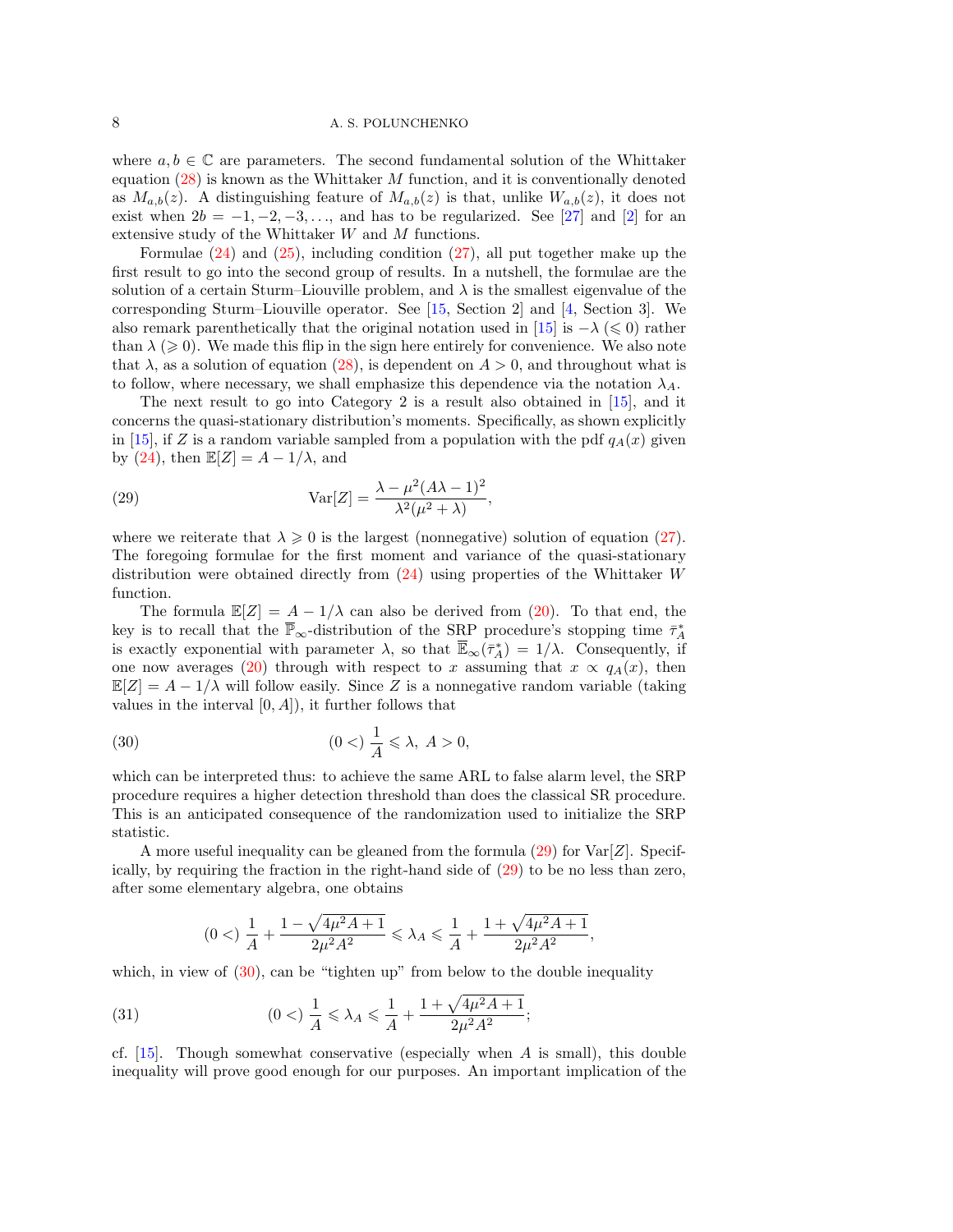where $a, b \in \mathbb{C}$ are parameters. The second fundamental solution of the Whittaker equation (28) is known as the Whittaker $M$ function, and it is conventionally denoted as $M_{a,b}(z)$. A distinguishing feature of $M_{a,b}(z)$ is that, unlike $W_{a,b}(z)$, it does not exist when $2b = -1, -2, -3, \ldots$, and has to be regularized. See [27] and [2] for an extensive study of the Whittaker $W$ and $M$ functions.

Formulae (24) and (25), including condition (27), all put together make up the first result to go into the second group of results. In a nutshell, the formulae are the solution of a certain Sturm–Liouville problem, and $\lambda$ is the smallest eigenvalue of the corresponding Sturm–Liouville operator. See [15, Section 2] and [4, Section 3]. We also remark parenthetically that the original notation used in [15] is $-\lambda$ ($\leqslant 0$) rather than $\lambda$ ($\geqslant 0$). We made this flip in the sign here entirely for convenience. We also note that $\lambda$, as a solution of equation (28), is dependent on $A > 0$, and throughout what is to follow, where necessary, we shall emphasize this dependence via the notation $\lambda_A$.

The next result to go into Category 2 is a result also obtained in [15], and it concerns the quasi-stationary distribution's moments. Specifically, as shown explicitly in [15], if $Z$ is a random variable sampled from a population with the pdf $q_A(x)$ given by (24), then $\mathbb{E}[Z] = A - 1/\lambda$, and

$$\operatorname{Var}[Z] = \frac{\lambda - \mu^2(A\lambda - 1)^2}{\lambda^2(\mu^2 + \lambda)}, \tag{29}$$

where we reiterate that $\lambda \geqslant 0$ is the largest (nonnegative) solution of equation (27). The foregoing formulae for the first moment and variance of the quasi-stationary distribution were obtained directly from (24) using properties of the Whittaker $W$ function.

The formula $\mathbb{E}[Z] = A - 1/\lambda$ can also be derived from (20). To that end, the key is to recall that the $\overline{\mathbb{P}}_\infty$-distribution of the SRP procedure's stopping time $\bar{\tau}_A^*$ is exactly exponential with parameter $\lambda$, so that $\overline{\mathbb{E}}_\infty(\bar{\tau}_A^*) = 1/\lambda$. Consequently, if one now averages (20) through with respect to $x$ assuming that $x \propto q_A(x)$, then $\mathbb{E}[Z] = A - 1/\lambda$ will follow easily. Since $Z$ is a nonnegative random variable (taking values in the interval $[0, A]$), it further follows that

$$(0 <)\ \frac{1}{A} \leqslant \lambda,\ A > 0, \tag{30}$$

which can be interpreted thus: to achieve the same ARL to false alarm level, the SRP procedure requires a higher detection threshold than does the classical SR procedure. This is an anticipated consequence of the randomization used to initialize the SRP statistic.

A more useful inequality can be gleaned from the formula (29) for $\operatorname{Var}[Z]$. Specifically, by requiring the fraction in the right-hand side of (29) to be no less than zero, after some elementary algebra, one obtains

$$(0 <)\ \frac{1}{A} + \frac{1 - \sqrt{4\mu^2 A + 1}}{2\mu^2 A^2} \leqslant \lambda_A \leqslant \frac{1}{A} + \frac{1 + \sqrt{4\mu^2 A + 1}}{2\mu^2 A^2},$$

which, in view of (30), can be "tighten up" from below to the double inequality

$$(0 <)\ \frac{1}{A} \leqslant \lambda_A \leqslant \frac{1}{A} + \frac{1 + \sqrt{4\mu^2 A + 1}}{2\mu^2 A^2}; \tag{31}$$

cf. [15]. Though somewhat conservative (especially when $A$ is small), this double inequality will prove good enough for our purposes. An important implication of the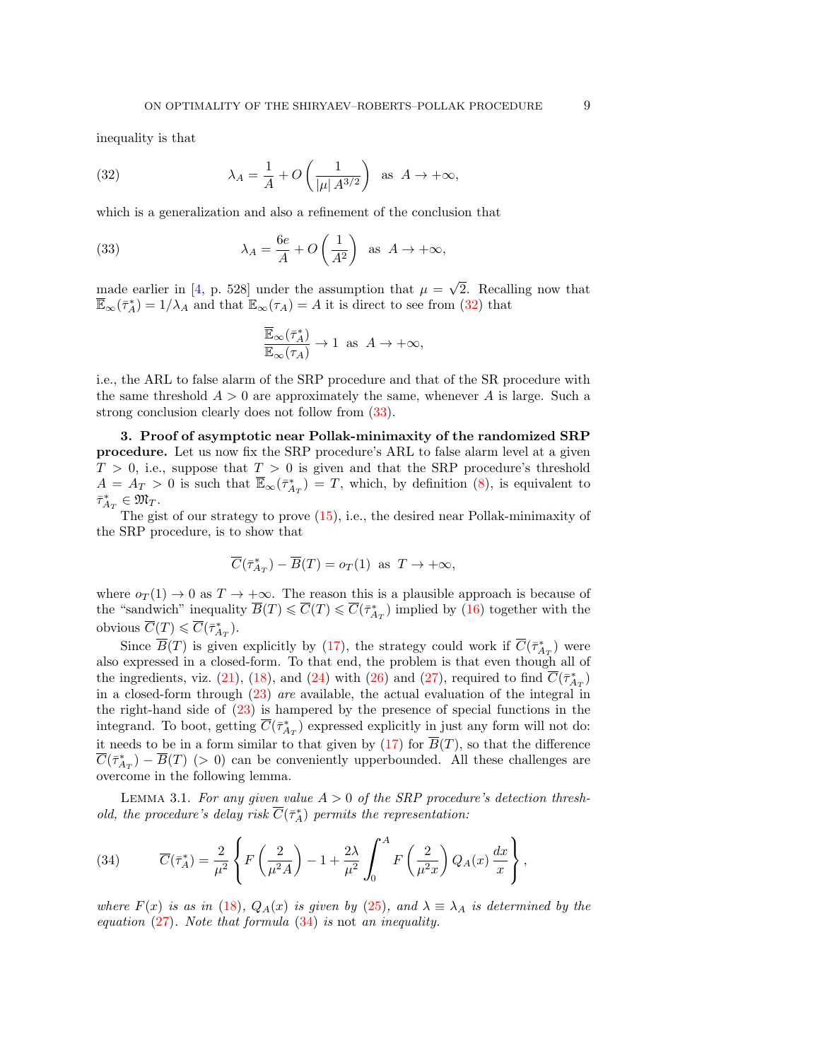inequality is that

$$\lambda_A = \frac{1}{A} + O\left(\frac{1}{|\mu|\, A^{3/2}}\right) \;\; \text{as} \;\; A \to +\infty, \tag{32}$$

which is a generalization and also a refinement of the conclusion that

$$\lambda_A = \frac{6e}{A} + O\left(\frac{1}{A^2}\right) \;\; \text{as} \;\; A \to +\infty, \tag{33}$$

made earlier in [4, p. 528] under the assumption that $\mu = \sqrt{2}$. Recalling now that $\overline{\mathbb{E}}_\infty(\bar{\tau}_A^*) = 1/\lambda_A$ and that $\mathbb{E}_\infty(\tau_A) = A$ it is direct to see from (32) that

$$\frac{\overline{\mathbb{E}}_\infty(\bar{\tau}_A^*)}{\mathbb{E}_\infty(\tau_A)} \to 1 \;\; \text{as} \;\; A \to +\infty,$$

i.e., the ARL to false alarm of the SRP procedure and that of the SR procedure with the same threshold $A > 0$ are approximately the same, whenever $A$ is large. Such a strong conclusion clearly does not follow from (33).

**3. Proof of asymptotic near Pollak-minimaxity of the randomized SRP procedure.** Let us now fix the SRP procedure's ARL to false alarm level at a given $T > 0$, i.e., suppose that $T > 0$ is given and that the SRP procedure's threshold $A = A_T > 0$ is such that $\overline{\mathbb{E}}_\infty(\bar{\tau}_{A_T}^*) = T$, which, by definition (8), is equivalent to $\bar{\tau}_{A_T}^* \in \mathfrak{M}_T$.

The gist of our strategy to prove (15), i.e., the desired near Pollak-minimaxity of the SRP procedure, is to show that

$$\overline{\mathcal{C}}(\bar{\tau}_{A_T}^*) - \overline{\mathcal{B}}(T) = o_T(1) \;\; \text{as} \;\; T \to +\infty,$$

where $o_T(1) \to 0$ as $T \to +\infty$. The reason this is a plausible approach is because of the "sandwich" inequality $\overline{\mathcal{B}}(T) \leqslant \overline{\mathcal{C}}(T) \leqslant \overline{\mathcal{C}}(\bar{\tau}_{A_T}^*)$ implied by (16) together with the obvious $\overline{\mathcal{C}}(T) \leqslant \overline{\mathcal{C}}(\bar{\tau}_{A_T}^*)$.

Since $\overline{\mathcal{B}}(T)$ is given explicitly by (17), the strategy could work if $\overline{\mathcal{C}}(\bar{\tau}_{A_T}^*)$ were also expressed in a closed-form. To that end, the problem is that even though all of the ingredients, viz. (21), (18), and (24) with (26) and (27), required to find $\overline{\mathcal{C}}(\bar{\tau}_{A_T}^*)$ in a closed-form through (23) *are* available, the actual evaluation of the integral in the right-hand side of (23) is hampered by the presence of special functions in the integrand. To boot, getting $\overline{\mathcal{C}}(\bar{\tau}_{A_T}^*)$ expressed explicitly in just any form will not do: it needs to be in a form similar to that given by (17) for $\overline{\mathcal{B}}(T)$, so that the difference $\overline{\mathcal{C}}(\bar{\tau}_{A_T}^*) - \overline{\mathcal{B}}(T)$ $(> 0)$ can be conveniently upperbounded. All these challenges are overcome in the following lemma.

LEMMA 3.1. *For any given value $A > 0$ of the SRP procedure's detection threshold, the procedure's delay risk $\overline{\mathcal{C}}(\bar{\tau}_A^*)$ permits the representation:*

$$\overline{\mathcal{C}}(\bar{\tau}_A^*) = \frac{2}{\mu^2}\left\{F\left(\frac{2}{\mu^2 A}\right) - 1 + \frac{2\lambda}{\mu^2}\int_0^A F\left(\frac{2}{\mu^2 x}\right) Q_A(x)\,\frac{dx}{x}\right\}, \tag{34}$$

*where $F(x)$ is as in (18), $Q_A(x)$ is given by (25), and $\lambda \equiv \lambda_A$ is determined by the equation (27). Note that formula (34) is* not *an inequality.*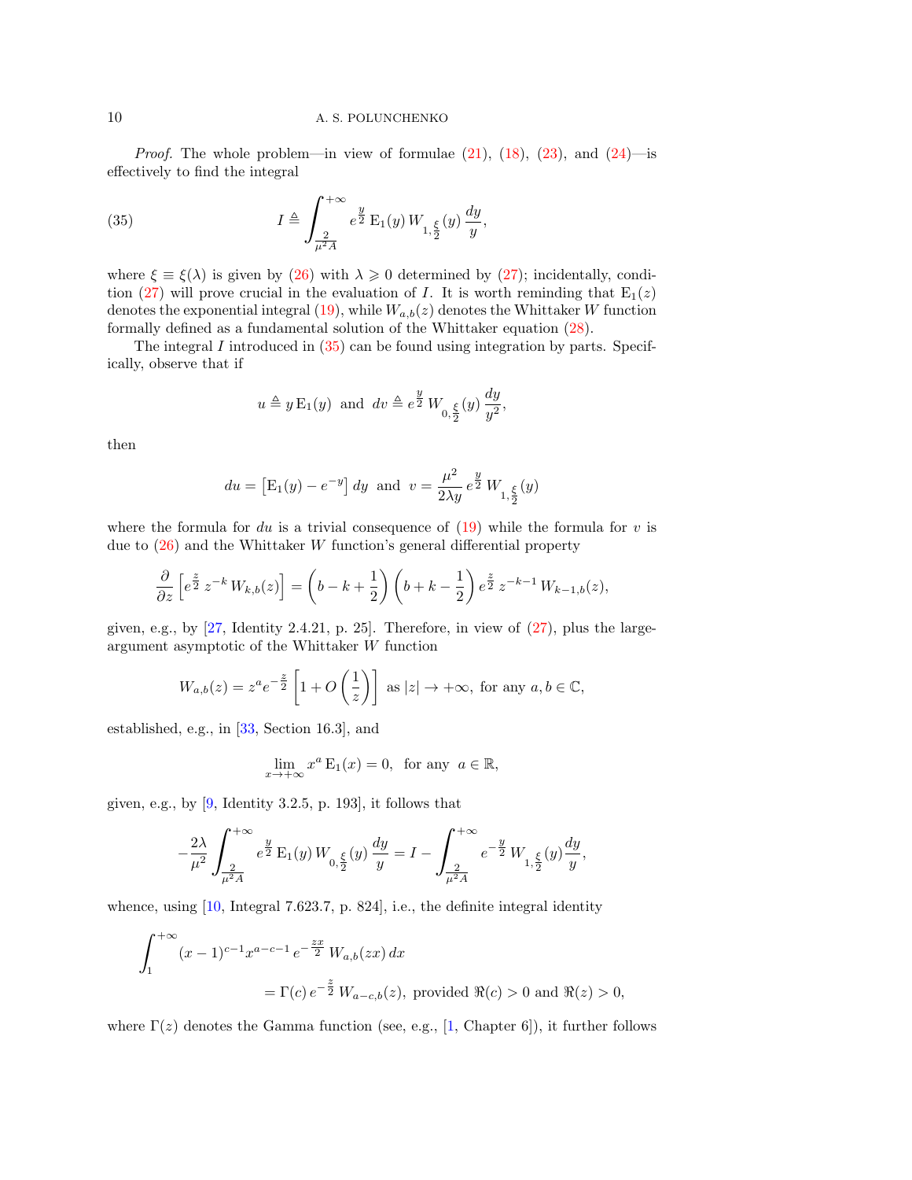*Proof.* The whole problem—in view of formulae (21), (18), (23), and (24)—is effectively to find the integral

$$I \triangleq \int_{\frac{2}{\mu^2 A}}^{+\infty} e^{\frac{y}{2}}\, \mathrm{E}_1(y)\, W_{1,\frac{\xi}{2}}(y)\, \frac{dy}{y}, \tag{35}$$

where $\xi \equiv \xi(\lambda)$ is given by (26) with $\lambda \geqslant 0$ determined by (27); incidentally, condition (27) will prove crucial in the evaluation of $I$. It is worth reminding that $\mathrm{E}_1(z)$ denotes the exponential integral (19), while $W_{a,b}(z)$ denotes the Whittaker $W$ function formally defined as a fundamental solution of the Whittaker equation (28).

The integral $I$ introduced in (35) can be found using integration by parts. Specifically, observe that if

$$u \triangleq y\, \mathrm{E}_1(y) \;\text{ and }\; dv \triangleq e^{\frac{y}{2}}\, W_{0,\frac{\xi}{2}}(y)\, \frac{dy}{y^2},$$

then

$$du = \left[\mathrm{E}_1(y) - e^{-y}\right] dy \;\text{ and }\; v = \frac{\mu^2}{2\lambda y}\, e^{\frac{y}{2}}\, W_{1,\frac{\xi}{2}}(y)$$

where the formula for $du$ is a trivial consequence of (19) while the formula for $v$ is due to (26) and the Whittaker $W$ function's general differential property

$$\frac{\partial}{\partial z}\left[e^{\frac{z}{2}}\, z^{-k}\, W_{k,b}(z)\right] = \left(b - k + \frac{1}{2}\right)\left(b + k - \frac{1}{2}\right) e^{\frac{z}{2}}\, z^{-k-1}\, W_{k-1,b}(z),$$

given, e.g., by [27, Identity 2.4.21, p. 25]. Therefore, in view of (27), plus the large-argument asymptotic of the Whittaker $W$ function

$$W_{a,b}(z) = z^a e^{-\frac{z}{2}}\left[1 + O\left(\frac{1}{z}\right)\right] \;\text{ as } |z| \to +\infty, \text{ for any } a, b \in \mathbb{C},$$

established, e.g., in [33, Section 16.3], and

$$\lim_{x\to+\infty} x^a\, \mathrm{E}_1(x) = 0, \;\text{ for any }\; a \in \mathbb{R},$$

given, e.g., by [9, Identity 3.2.5, p. 193], it follows that

$$-\frac{2\lambda}{\mu^2}\int_{\frac{2}{\mu^2 A}}^{+\infty} e^{\frac{y}{2}}\, \mathrm{E}_1(y)\, W_{0,\frac{\xi}{2}}(y)\, \frac{dy}{y} = I - \int_{\frac{2}{\mu^2 A}}^{+\infty} e^{-\frac{y}{2}}\, W_{1,\frac{\xi}{2}}(y) \frac{dy}{y},$$

whence, using [10, Integral 7.623.7, p. 824], i.e., the definite integral identity

$$\int_1^{+\infty} (x-1)^{c-1} x^{a-c-1}\, e^{-\frac{zx}{2}}\, W_{a,b}(zx)\, dx = \Gamma(c)\, e^{-\frac{z}{2}}\, W_{a-c,b}(z), \;\text{ provided } \Re(c) > 0 \text{ and } \Re(z) > 0,$$

where $\Gamma(z)$ denotes the Gamma function (see, e.g., [1, Chapter 6]), it further follows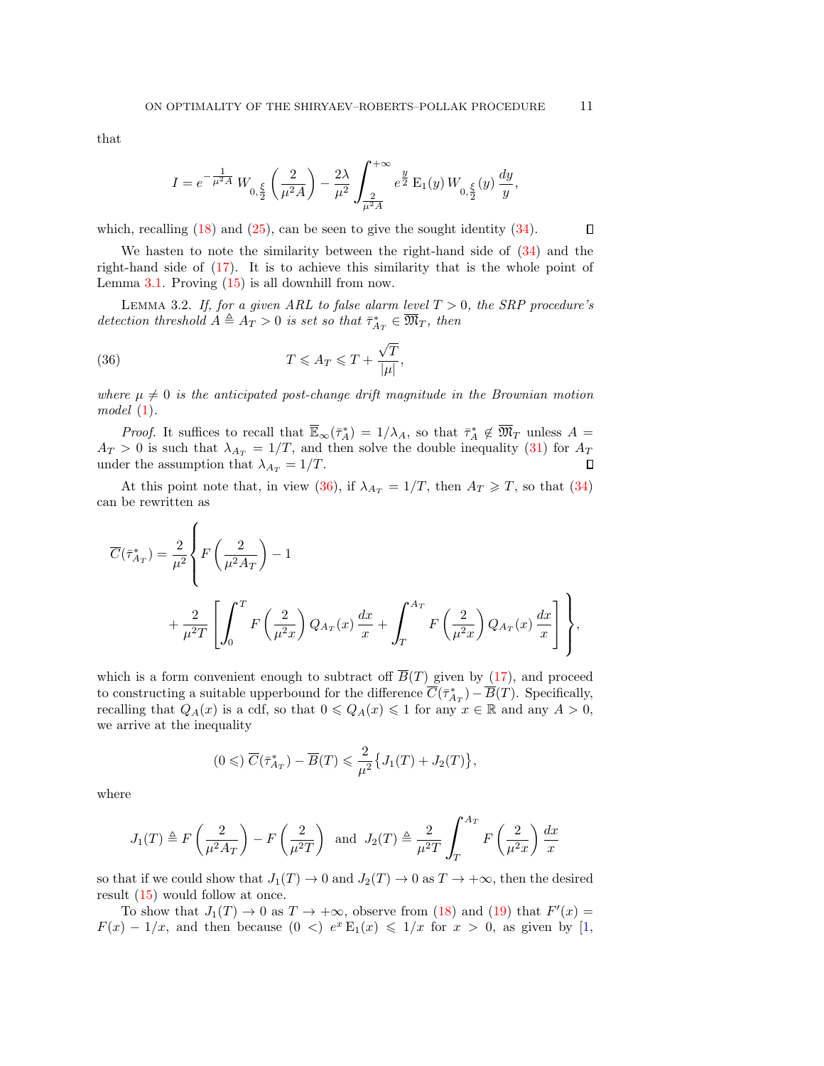that

$$I = e^{-\frac{1}{\mu^2 A}}\, W_{0,\frac{\xi}{2}}\left(\frac{2}{\mu^2 A}\right) - \frac{2\lambda}{\mu^2}\int_{\frac{2}{\mu^2 A}}^{+\infty} e^{\frac{y}{2}}\,\mathrm{E}_1(y)\, W_{0,\frac{\xi}{2}}(y)\,\frac{dy}{y},$$

which, recalling (18) and (25), can be seen to give the sought identity (34). ∎

We hasten to note the similarity between the right-hand side of (34) and the right-hand side of (17). It is to achieve this similarity that is the whole point of Lemma 3.1. Proving (15) is all downhill from now.

LEMMA 3.2. *If, for a given ARL to false alarm level $T > 0$, the SRP procedure's detection threshold $A \triangleq A_T > 0$ is set so that $\bar{\tau}_{A_T}^* \in \overline{\mathfrak{M}}_T$, then*

$$T \leqslant A_T \leqslant T + \frac{\sqrt{T}}{|\mu|}, \tag{36}$$

*where $\mu \neq 0$ is the anticipated post-change drift magnitude in the Brownian motion model* (1).

*Proof.* It suffices to recall that $\overline{\mathbb{E}}_\infty(\bar{\tau}_A^*) = 1/\lambda_A$, so that $\bar{\tau}_A^* \notin \overline{\mathfrak{M}}_T$ unless $A = A_T > 0$ is such that $\lambda_{A_T} = 1/T$, and then solve the double inequality (31) for $A_T$ under the assumption that $\lambda_{A_T} = 1/T$. ∎

At this point note that, in view (36), if $\lambda_{A_T} = 1/T$, then $A_T \geqslant T$, so that (34) can be rewritten as

$$\overline{C}(\bar{\tau}_{A_T}^*) = \frac{2}{\mu^2}\left\{ F\left(\frac{2}{\mu^2 A_T}\right) - 1 \right.$$
$$\left. + \frac{2}{\mu^2 T}\left[\int_0^T F\left(\frac{2}{\mu^2 x}\right) Q_{A_T}(x)\,\frac{dx}{x} + \int_T^{A_T} F\left(\frac{2}{\mu^2 x}\right) Q_{A_T}(x)\,\frac{dx}{x}\right]\right\},$$

which is a form convenient enough to subtract off $\overline{B}(T)$ given by (17), and proceed to constructing a suitable upperbound for the difference $\overline{C}(\bar{\tau}_{A_T}^*) - \overline{B}(T)$. Specifically, recalling that $Q_A(x)$ is a cdf, so that $0 \leqslant Q_A(x) \leqslant 1$ for any $x \in \mathbb{R}$ and any $A > 0$, we arrive at the inequality

$$(0 \leqslant)\; \overline{C}(\bar{\tau}_{A_T}^*) - \overline{B}(T) \leqslant \frac{2}{\mu^2}\big\{J_1(T) + J_2(T)\big\},$$

where

$$J_1(T) \triangleq F\left(\frac{2}{\mu^2 A_T}\right) - F\left(\frac{2}{\mu^2 T}\right) \quad\text{and}\quad J_2(T) \triangleq \frac{2}{\mu^2 T}\int_T^{A_T} F\left(\frac{2}{\mu^2 x}\right)\frac{dx}{x}$$

so that if we could show that $J_1(T) \to 0$ and $J_2(T) \to 0$ as $T \to +\infty$, then the desired result (15) would follow at once.

To show that $J_1(T) \to 0$ as $T \to +\infty$, observe from (18) and (19) that $F'(x) = F(x) - 1/x$, and then because $(0 <)\; e^x\,\mathrm{E}_1(x) \leqslant 1/x$ for $x > 0$, as given by [1,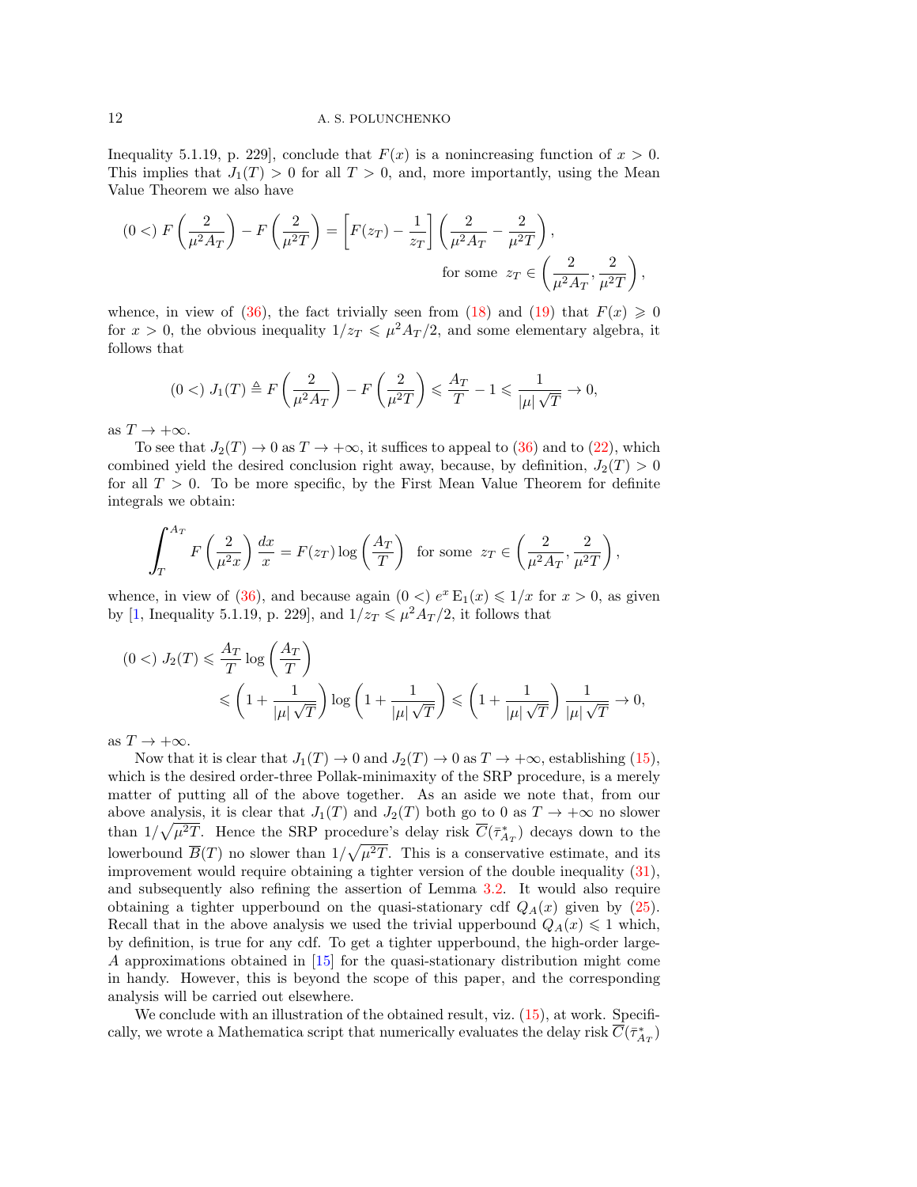Inequality 5.1.19, p. 229], conclude that $F(x)$ is a nonincreasing function of $x > 0$. This implies that $J_1(T) > 0$ for all $T > 0$, and, more importantly, using the Mean Value Theorem we also have

$$(0 <)\ F\left(\frac{2}{\mu^2 A_T}\right) - F\left(\frac{2}{\mu^2 T}\right) = \left[F(z_T) - \frac{1}{z_T}\right]\left(\frac{2}{\mu^2 A_T} - \frac{2}{\mu^2 T}\right),$$
$$\text{for some } z_T \in \left(\frac{2}{\mu^2 A_T}, \frac{2}{\mu^2 T}\right),$$

whence, in view of (36), the fact trivially seen from (18) and (19) that $F(x) \geqslant 0$ for $x > 0$, the obvious inequality $1/z_T \leqslant \mu^2 A_T/2$, and some elementary algebra, it follows that

$$(0 <)\ J_1(T) \triangleq F\left(\frac{2}{\mu^2 A_T}\right) - F\left(\frac{2}{\mu^2 T}\right) \leqslant \frac{A_T}{T} - 1 \leqslant \frac{1}{|\mu|\sqrt{T}} \to 0,$$

as $T \to +\infty$.

To see that $J_2(T) \to 0$ as $T \to +\infty$, it suffices to appeal to (36) and to (22), which combined yield the desired conclusion right away, because, by definition, $J_2(T) > 0$ for all $T > 0$. To be more specific, by the First Mean Value Theorem for definite integrals we obtain:

$$\int_T^{A_T} F\left(\frac{2}{\mu^2 x}\right)\frac{dx}{x} = F(z_T)\log\left(\frac{A_T}{T}\right) \quad \text{for some } z_T \in \left(\frac{2}{\mu^2 A_T}, \frac{2}{\mu^2 T}\right),$$

whence, in view of (36), and because again $(0 <)\ e^x\,\mathrm{E}_1(x) \leqslant 1/x$ for $x > 0$, as given by [1, Inequality 5.1.19, p. 229], and $1/z_T \leqslant \mu^2 A_T/2$, it follows that

$$(0 <)\ J_2(T) \leqslant \frac{A_T}{T}\log\left(\frac{A_T}{T}\right)$$
$$\leqslant \left(1 + \frac{1}{|\mu|\sqrt{T}}\right)\log\left(1 + \frac{1}{|\mu|\sqrt{T}}\right) \leqslant \left(1 + \frac{1}{|\mu|\sqrt{T}}\right)\frac{1}{|\mu|\sqrt{T}} \to 0,$$

as $T \to +\infty$.

Now that it is clear that $J_1(T) \to 0$ and $J_2(T) \to 0$ as $T \to +\infty$, establishing (15), which is the desired order-three Pollak-minimaxity of the SRP procedure, is a merely matter of putting all of the above together. As an aside we note that, from our above analysis, it is clear that $J_1(T)$ and $J_2(T)$ both go to 0 as $T \to +\infty$ no slower than $1/\sqrt{\mu^2 T}$. Hence the SRP procedure's delay risk $\overline{C}(\bar{\tau}^*_{A_T})$ decays down to the lowerbound $\overline{B}(T)$ no slower than $1/\sqrt{\mu^2 T}$. This is a conservative estimate, and its improvement would require obtaining a tighter version of the double inequality (31), and subsequently also refining the assertion of Lemma 3.2. It would also require obtaining a tighter upperbound on the quasi-stationary cdf $Q_A(x)$ given by (25). Recall that in the above analysis we used the trivial upperbound $Q_A(x) \leqslant 1$ which, by definition, is true for any cdf. To get a tighter upperbound, the high-order large-$A$ approximations obtained in [15] for the quasi-stationary distribution might come in handy. However, this is beyond the scope of this paper, and the corresponding analysis will be carried out elsewhere.

We conclude with an illustration of the obtained result, viz. (15), at work. Specifically, we wrote a Mathematica script that numerically evaluates the delay risk $\overline{C}(\bar{\tau}^*_{A_T})$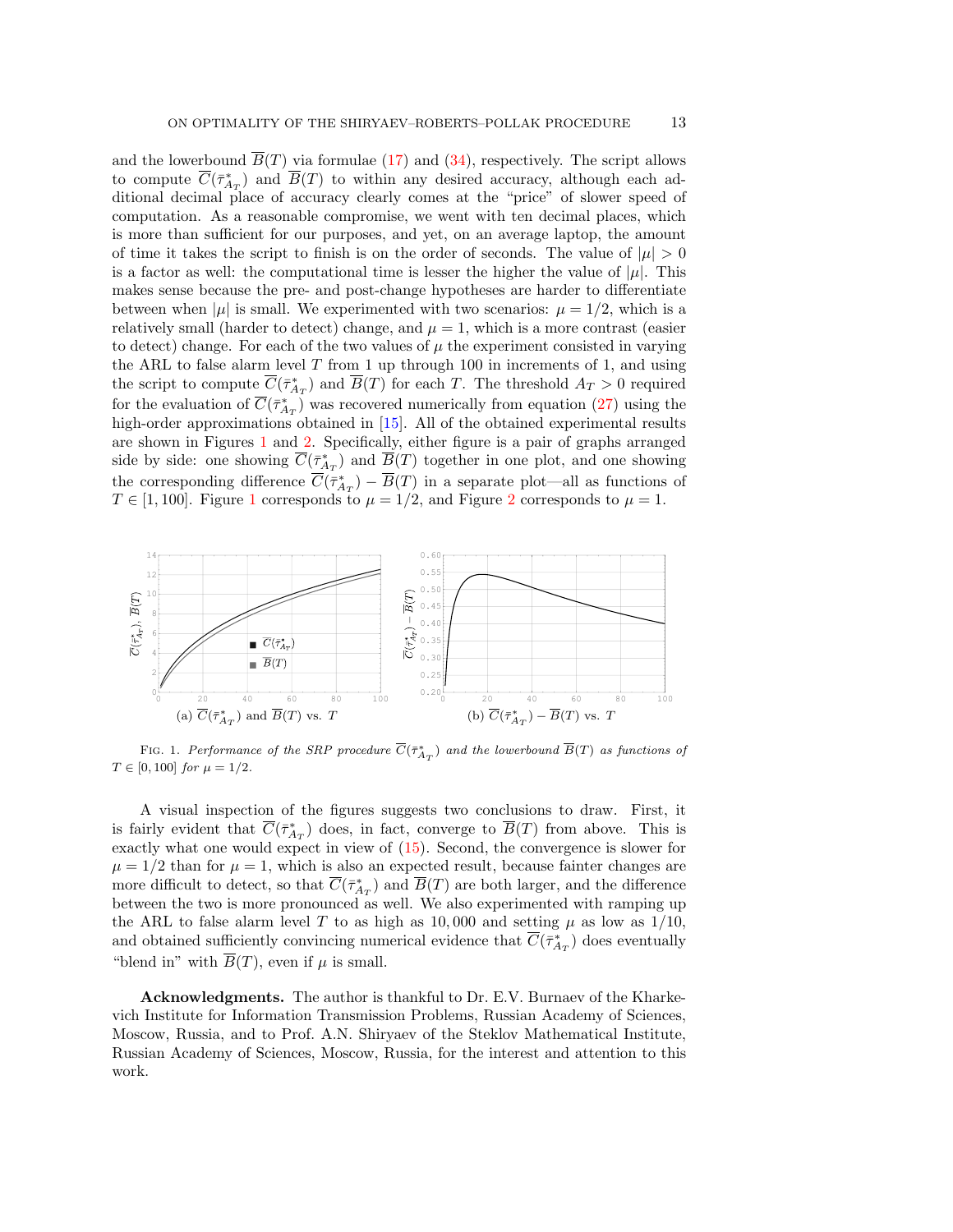and the lowerbound $\overline{B}(T)$ via formulae (17) and (34), respectively. The script allows to compute $\overline{C}(\bar{\tau}^{*}_{A_T})$ and $\overline{B}(T)$ to within any desired accuracy, although each additional decimal place of accuracy clearly comes at the "price" of slower speed of computation. As a reasonable compromise, we went with ten decimal places, which is more than sufficient for our purposes, and yet, on an average laptop, the amount of time it takes the script to finish is on the order of seconds. The value of $|\mu| > 0$ is a factor as well: the computational time is lesser the higher the value of $|\mu|$. This makes sense because the pre- and post-change hypotheses are harder to differentiate between when $|\mu|$ is small. We experimented with two scenarios: $\mu = 1/2$, which is a relatively small (harder to detect) change, and $\mu = 1$, which is a more contrast (easier to detect) change. For each of the two values of $\mu$ the experiment consisted in varying the ARL to false alarm level $T$ from 1 up through 100 in increments of 1, and using the script to compute $\overline{C}(\bar{\tau}^{*}_{A_T})$ and $\overline{B}(T)$ for each $T$. The threshold $A_T > 0$ required for the evaluation of $\overline{C}(\bar{\tau}^{*}_{A_T})$ was recovered numerically from equation (27) using the high-order approximations obtained in [15]. All of the obtained experimental results are shown in Figures 1 and 2. Specifically, either figure is a pair of graphs arranged side by side: one showing $\overline{C}(\bar{\tau}^{*}_{A_T})$ and $\overline{B}(T)$ together in one plot, and one showing the corresponding difference $\overline{C}(\bar{\tau}^{*}_{A_T}) - \overline{B}(T)$ in a separate plot—all as functions of $T \in [1, 100]$. Figure 1 corresponds to $\mu = 1/2$, and Figure 2 corresponds to $\mu = 1$.

(a) $\overline{C}(\bar{\tau}^{*}_{A_T})$ and $\overline{B}(T)$ vs. $T$

(b) $\overline{C}(\bar{\tau}^{*}_{A_T}) - \overline{B}(T)$ vs. $T$

FIG. 1. *Performance of the SRP procedure $\overline{C}(\bar{\tau}^{*}_{A_T})$ and the lowerbound $\overline{B}(T)$ as functions of $T \in [0, 100]$ for $\mu = 1/2$.*

A visual inspection of the figures suggests two conclusions to draw. First, it is fairly evident that $\overline{C}(\bar{\tau}^{*}_{A_T})$ does, in fact, converge to $\overline{B}(T)$ from above. This is exactly what one would expect in view of (15). Second, the convergence is slower for $\mu = 1/2$ than for $\mu = 1$, which is also an expected result, because fainter changes are more difficult to detect, so that $\overline{C}(\bar{\tau}^{*}_{A_T})$ and $\overline{B}(T)$ are both larger, and the difference between the two is more pronounced as well. We also experimented with ramping up the ARL to false alarm level $T$ to as high as 10,000 and setting $\mu$ as low as $1/10$, and obtained sufficiently convincing numerical evidence that $\overline{C}(\bar{\tau}^{*}_{A_T})$ does eventually "blend in" with $\overline{B}(T)$, even if $\mu$ is small.

**Acknowledgments.** The author is thankful to Dr. E.V. Burnaev of the Kharkevich Institute for Information Transmission Problems, Russian Academy of Sciences, Moscow, Russia, and to Prof. A.N. Shiryaev of the Steklov Mathematical Institute, Russian Academy of Sciences, Moscow, Russia, for the interest and attention to this work.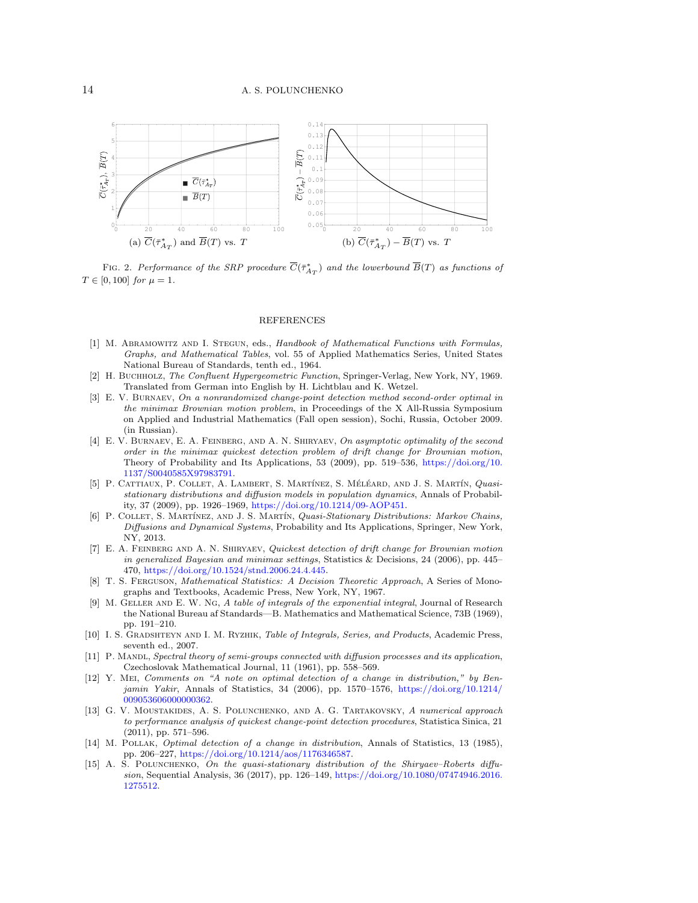(a) $\overline{C}(\bar{\tau}^*_{A_T})$ and $\overline{B}(T)$ vs. $T$

(b) $\overline{C}(\bar{\tau}^*_{A_T}) - \overline{B}(T)$ vs. $T$

FIG. 2. *Performance of the SRP procedure $\overline{C}(\bar{\tau}^*_{A_T})$ and the lowerbound $\overline{B}(T)$ as functions of $T \in [0, 100]$ for $\mu = 1$.*

## REFERENCES

[1] M. Abramowitz and I. Stegun, eds., *Handbook of Mathematical Functions with Formulas, Graphs, and Mathematical Tables*, vol. 55 of Applied Mathematics Series, United States National Bureau of Standards, tenth ed., 1964.

[2] H. Buchholz, *The Confluent Hypergeometric Function*, Springer-Verlag, New York, NY, 1969. Translated from German into English by H. Lichtblau and K. Wetzel.

[3] E. V. Burnaev, *On a nonrandomized change-point detection method second-order optimal in the minimax Brownian motion problem*, in Proceedings of the X All-Russia Symposium on Applied and Industrial Mathematics (Fall open session), Sochi, Russia, October 2009. (in Russian).

[4] E. V. Burnaev, E. A. Feinberg, and A. N. Shiryaev, *On asymptotic optimality of the second order in the minimax quickest detection problem of drift change for Brownian motion*, Theory of Probability and Its Applications, 53 (2009), pp. 519–536, https://doi.org/10.1137/S0040585X97983791.

[5] P. Cattiaux, P. Collet, A. Lambert, S. Martínez, S. Méléard, and J. S. Martín, *Quasi-stationary distributions and diffusion models in population dynamics*, Annals of Probability, 37 (2009), pp. 1926–1969, https://doi.org/10.1214/09-AOP451.

[6] P. Collet, S. Martínez, and J. S. Martín, *Quasi-Stationary Distributions: Markov Chains, Diffusions and Dynamical Systems*, Probability and Its Applications, Springer, New York, NY, 2013.

[7] E. A. Feinberg and A. N. Shiryaev, *Quickest detection of drift change for Brownian motion in generalized Bayesian and minimax settings*, Statistics & Decisions, 24 (2006), pp. 445–470, https://doi.org/10.1524/stnd.2006.24.4.445.

[8] T. S. Ferguson, *Mathematical Statistics: A Decision Theoretic Approach*, A Series of Monographs and Textbooks, Academic Press, New York, NY, 1967.

[9] M. Geller and E. W. Ng, *A table of integrals of the exponential integral*, Journal of Research the National Bureau af Standards—B. Mathematics and Mathematical Science, 73B (1969), pp. 191–210.

[10] I. S. Gradshteyn and I. M. Ryzhik, *Table of Integrals, Series, and Products*, Academic Press, seventh ed., 2007.

[11] P. Mandl, *Spectral theory of semi-groups connected with diffusion processes and its application*, Czechoslovak Mathematical Journal, 11 (1961), pp. 558–569.

[12] Y. Mei, *Comments on "A note on optimal detection of a change in distribution," by Benjamin Yakir*, Annals of Statistics, 34 (2006), pp. 1570–1576, https://doi.org/10.1214/009053606000000362.

[13] G. V. Moustakides, A. S. Polunchenko, and A. G. Tartakovsky, *A numerical approach to performance analysis of quickest change-point detection procedures*, Statistica Sinica, 21 (2011), pp. 571–596.

[14] M. Pollak, *Optimal detection of a change in distribution*, Annals of Statistics, 13 (1985), pp. 206–227, https://doi.org/10.1214/aos/1176346587.

[15] A. S. Polunchenko, *On the quasi-stationary distribution of the Shiryaev–Roberts diffusion*, Sequential Analysis, 36 (2017), pp. 126–149, https://doi.org/10.1080/07474946.2016.1275512.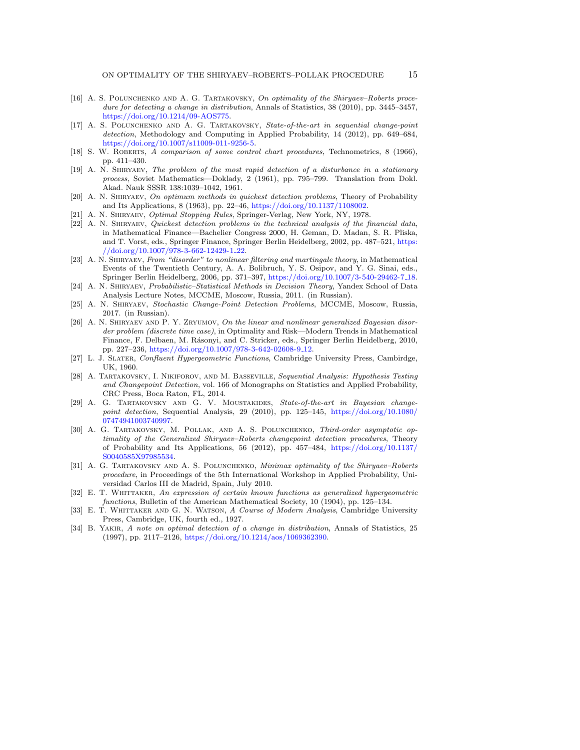[16] A. S. Polunchenko and A. G. Tartakovsky, *On optimality of the Shiryaev–Roberts procedure for detecting a change in distribution*, Annals of Statistics, 38 (2010), pp. 3445–3457, https://doi.org/10.1214/09-AOS775.

[17] A. S. Polunchenko and A. G. Tartakovsky, *State-of-the-art in sequential change-point detection*, Methodology and Computing in Applied Probability, 14 (2012), pp. 649–684, https://doi.org/10.1007/s11009-011-9256-5.

[18] S. W. Roberts, *A comparison of some control chart procedures*, Technometrics, 8 (1966), pp. 411–430.

[19] A. N. Shiryaev, *The problem of the most rapid detection of a disturbance in a stationary process*, Soviet Mathematics—Doklady, 2 (1961), pp. 795–799. Translation from Dokl. Akad. Nauk SSSR 138:1039–1042, 1961.

[20] A. N. Shiryaev, *On optimum methods in quickest detection problems*, Theory of Probability and Its Applications, 8 (1963), pp. 22–46, https://doi.org/10.1137/1108002.

[21] A. N. Shiryaev, *Optimal Stopping Rules*, Springer-Verlag, New York, NY, 1978.

[22] A. N. Shiryaev, *Quickest detection problems in the technical analysis of the financial data*, in Mathematical Finance—Bachelier Congress 2000, H. Geman, D. Madan, S. R. Pliska, and T. Vorst, eds., Springer Finance, Springer Berlin Heidelberg, 2002, pp. 487–521, https://doi.org/10.1007/978-3-662-12429-1_22.

[23] A. N. Shiryaev, *From "disorder" to nonlinear filtering and martingale theory*, in Mathematical Events of the Twentieth Century, A. A. Bolibruch, Y. S. Osipov, and Y. G. Sinai, eds., Springer Berlin Heidelberg, 2006, pp. 371–397, https://doi.org/10.1007/3-540-29462-7_18.

[24] A. N. Shiryaev, *Probabilistic–Statistical Methods in Decision Theory*, Yandex School of Data Analysis Lecture Notes, MCCME, Moscow, Russia, 2011. (in Russian).

[25] A. N. Shiryaev, *Stochastic Change-Point Detection Problems*, MCCME, Moscow, Russia, 2017. (in Russian).

[26] A. N. Shiryaev and P. Y. Zryumov, *On the linear and nonlinear generalized Bayesian disorder problem (discrete time case)*, in Optimality and Risk—Modern Trends in Mathematical Finance, F. Delbaen, M. Rásonyi, and C. Stricker, eds., Springer Berlin Heidelberg, 2010, pp. 227–236, https://doi.org/10.1007/978-3-642-02608-9_12.

[27] L. J. Slater, *Confluent Hypergeometric Functions*, Cambridge University Press, Cambirdge, UK, 1960.

[28] A. Tartakovsky, I. Nikiforov, and M. Basseville, *Sequential Analysis: Hypothesis Testing and Changepoint Detection*, vol. 166 of Monographs on Statistics and Applied Probability, CRC Press, Boca Raton, FL, 2014.

[29] A. G. Tartakovsky and G. V. Moustakides, *State-of-the-art in Bayesian change-point detection*, Sequential Analysis, 29 (2010), pp. 125–145, https://doi.org/10.1080/07474941003740997.

[30] A. G. Tartakovsky, M. Pollak, and A. S. Polunchenko, *Third-order asymptotic optimality of the Generalized Shiryaev–Roberts changepoint detection procedures*, Theory of Probability and Its Applications, 56 (2012), pp. 457–484, https://doi.org/10.1137/S0040585X97985534.

[31] A. G. Tartakovsky and A. S. Polunchenko, *Minimax optimality of the Shiryaev–Roberts procedure*, in Proceedings of the 5th International Workshop in Applied Probability, Universidad Carlos III de Madrid, Spain, July 2010.

[32] E. T. Whittaker, *An expression of certain known functions as generalized hypergeometric functions*, Bulletin of the American Mathematical Society, 10 (1904), pp. 125–134.

[33] E. T. Whittaker and G. N. Watson, *A Course of Modern Analysis*, Cambridge University Press, Cambridge, UK, fourth ed., 1927.

[34] B. Yakir, *A note on optimal detection of a change in distribution*, Annals of Statistics, 25 (1997), pp. 2117–2126, https://doi.org/10.1214/aos/1069362390.